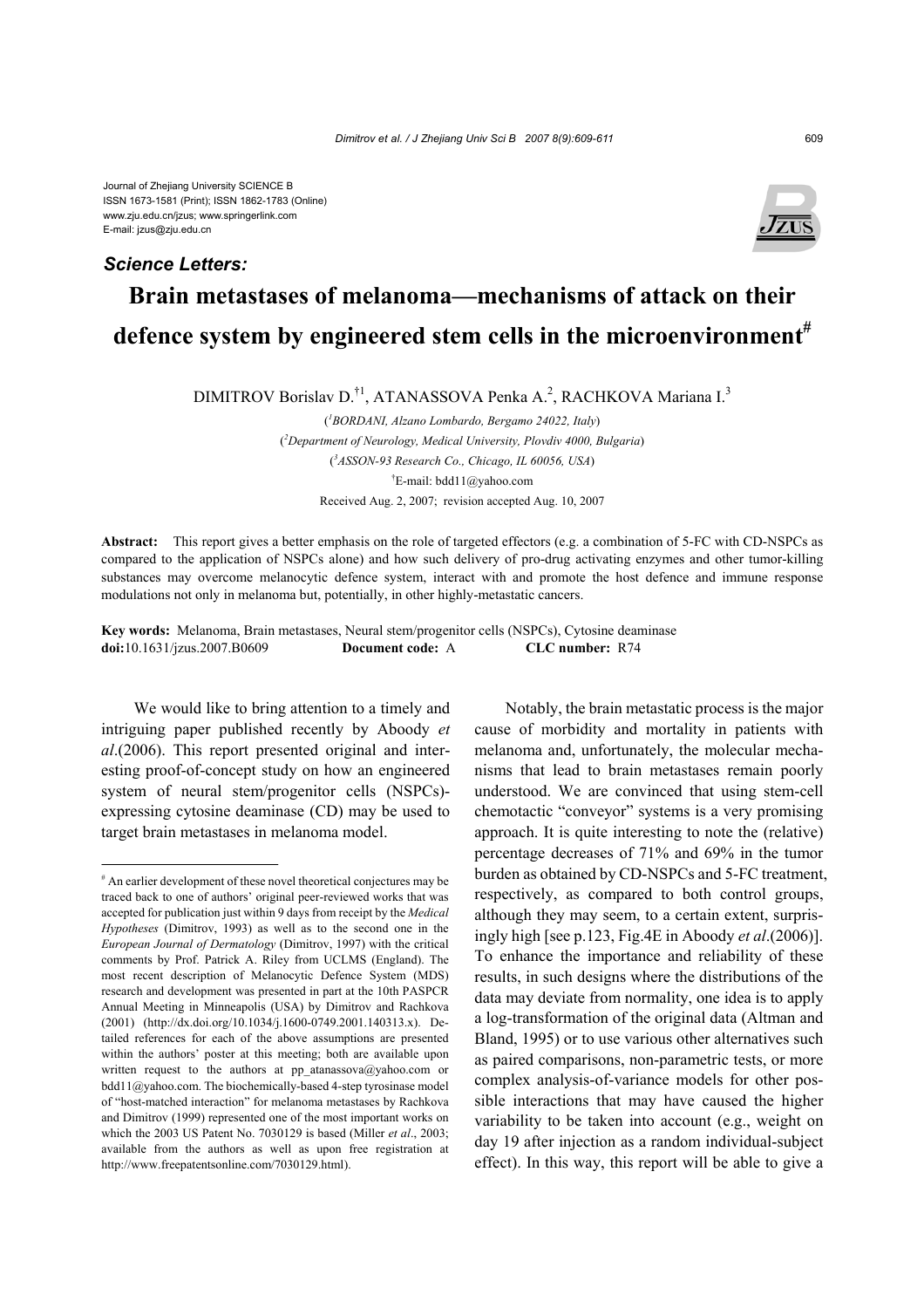Journal of Zhejiang University SCIENCE B
ISSN 1673-1581 (Print); ISSN 1862-1783 (Online)
www.zju.edu.cn/jzus; www.springerlink.com
E-mail: jzus@zju.edu.cn

***Science Letters:***

# Brain metastases of melanoma—mechanisms of attack on their defence system by engineered stem cells in the microenvironment[#]

DIMITROV Borislav D.[†1], ATANASSOVA Penka A.[2], RACHKOVA Mariana I.[3]

([1]BORDANI, Alzano Lombardo, Bergamo 24022, Italy)
([2]Department of Neurology, Medical University, Plovdiv 4000, Bulgaria)
([3]ASSON-93 Research Co., Chicago, IL 60056, USA)
[†]E-mail: bdd11@yahoo.com
Received Aug. 2, 2007; revision accepted Aug. 10, 2007

**Abstract:** This report gives a better emphasis on the role of targeted effectors (e.g. a combination of 5-FC with CD-NSPCs as compared to the application of NSPCs alone) and how such delivery of pro-drug activating enzymes and other tumor-killing substances may overcome melanocytic defence system, interact with and promote the host defence and immune response modulations not only in melanoma but, potentially, in other highly-metastatic cancers.

**Key words:** Melanoma, Brain metastases, Neural stem/progenitor cells (NSPCs), Cytosine deaminase
**doi:**10.1631/jzus.2007.B0609 **Document code:** A **CLC number:** R74

We would like to bring attention to a timely and intriguing paper published recently by Aboody *et al*.(2006). This report presented original and interesting proof-of-concept study on how an engineered system of neural stem/progenitor cells (NSPCs)-expressing cytosine deaminase (CD) may be used to target brain metastases in melanoma model.

Notably, the brain metastatic process is the major cause of morbidity and mortality in patients with melanoma and, unfortunately, the molecular mechanisms that lead to brain metastases remain poorly understood. We are convinced that using stem-cell chemotactic "conveyor" systems is a very promising approach. It is quite interesting to note the (relative) percentage decreases of 71% and 69% in the tumor burden as obtained by CD-NSPCs and 5-FC treatment, respectively, as compared to both control groups, although they may seem, to a certain extent, surprisingly high [see p.123, Fig.4E in Aboody *et al*.(2006)]. To enhance the importance and reliability of these results, in such designs where the distributions of the data may deviate from normality, one idea is to apply a log-transformation of the original data (Altman and Bland, 1995) or to use various other alternatives such as paired comparisons, non-parametric tests, or more complex analysis-of-variance models for other possible interactions that may have caused the higher variability to be taken into account (e.g., weight on day 19 after injection as a random individual-subject effect). In this way, this report will be able to give a

---

[#] An earlier development of these novel theoretical conjectures may be traced back to one of authors' original peer-reviewed works that was accepted for publication just within 9 days from receipt by the *Medical Hypotheses* (Dimitrov, 1993) as well as to the second one in the *European Journal of Dermatology* (Dimitrov, 1997) with the critical comments by Prof. Patrick A. Riley from UCLMS (England). The most recent description of Melanocytic Defence System (MDS) research and development was presented in part at the 10th PASPCR Annual Meeting in Minneapolis (USA) by Dimitrov and Rachkova (2001) (http://dx.doi.org/10.1034/j.1600-0749.2001.140313.x). Detailed references for each of the above assumptions are presented within the authors' poster at this meeting; both are available upon written request to the authors at pp_atanassova@yahoo.com or bdd11@yahoo.com. The biochemically-based 4-step tyrosinase model of "host-matched interaction" for melanoma metastases by Rachkova and Dimitrov (1999) represented one of the most important works on which the 2003 US Patent No. 7030129 is based (Miller *et al*., 2003; available from the authors as well as upon free registration at http://www.freepatentsonline.com/7030129.html).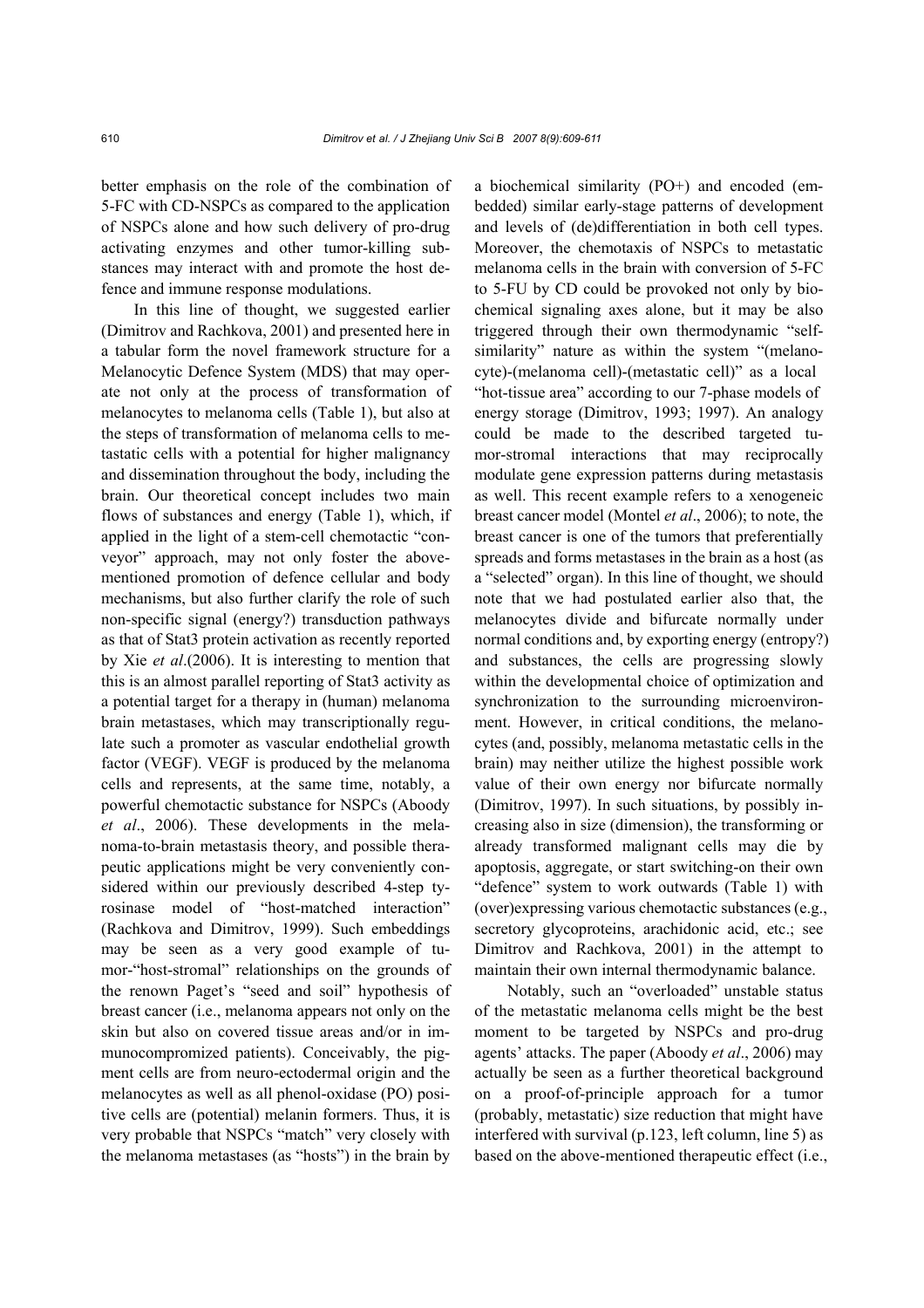better emphasis on the role of the combination of 5-FC with CD-NSPCs as compared to the application of NSPCs alone and how such delivery of pro-drug activating enzymes and other tumor-killing substances may interact with and promote the host defence and immune response modulations.

In this line of thought, we suggested earlier (Dimitrov and Rachkova, 2001) and presented here in a tabular form the novel framework structure for a Melanocytic Defence System (MDS) that may operate not only at the process of transformation of melanocytes to melanoma cells (Table 1), but also at the steps of transformation of melanoma cells to metastatic cells with a potential for higher malignancy and dissemination throughout the body, including the brain. Our theoretical concept includes two main flows of substances and energy (Table 1), which, if applied in the light of a stem-cell chemotactic "conveyor" approach, may not only foster the above-mentioned promotion of defence cellular and body mechanisms, but also further clarify the role of such non-specific signal (energy?) transduction pathways as that of Stat3 protein activation as recently reported by Xie *et al*.(2006). It is interesting to mention that this is an almost parallel reporting of Stat3 activity as a potential target for a therapy in (human) melanoma brain metastases, which may transcriptionally regulate such a promoter as vascular endothelial growth factor (VEGF). VEGF is produced by the melanoma cells and represents, at the same time, notably, a powerful chemotactic substance for NSPCs (Aboody *et al*., 2006). These developments in the melanoma-to-brain metastasis theory, and possible therapeutic applications might be very conveniently considered within our previously described 4-step tyrosinase model of "host-matched interaction" (Rachkova and Dimitrov, 1999). Such embeddings may be seen as a very good example of tumor-"host-stromal" relationships on the grounds of the renown Paget's "seed and soil" hypothesis of breast cancer (i.e., melanoma appears not only on the skin but also on covered tissue areas and/or in immunocompromized patients). Conceivably, the pigment cells are from neuro-ectodermal origin and the melanocytes as well as all phenol-oxidase (PO) positive cells are (potential) melanin formers. Thus, it is very probable that NSPCs "match" very closely with the melanoma metastases (as "hosts") in the brain by a biochemical similarity (PO+) and encoded (embedded) similar early-stage patterns of development and levels of (de)differentiation in both cell types. Moreover, the chemotaxis of NSPCs to metastatic melanoma cells in the brain with conversion of 5-FC to 5-FU by CD could be provoked not only by biochemical signaling axes alone, but it may be also triggered through their own thermodynamic "self-similarity" nature as within the system "(melanocyte)-(melanoma cell)-(metastatic cell)" as a local "hot-tissue area" according to our 7-phase models of energy storage (Dimitrov, 1993; 1997). An analogy could be made to the described targeted tumor-stromal interactions that may reciprocally modulate gene expression patterns during metastasis as well. This recent example refers to a xenogeneic breast cancer model (Montel *et al*., 2006); to note, the breast cancer is one of the tumors that preferentially spreads and forms metastases in the brain as a host (as a "selected" organ). In this line of thought, we should note that we had postulated earlier also that, the melanocytes divide and bifurcate normally under normal conditions and, by exporting energy (entropy?) and substances, the cells are progressing slowly within the developmental choice of optimization and synchronization to the surrounding microenvironment. However, in critical conditions, the melanocytes (and, possibly, melanoma metastatic cells in the brain) may neither utilize the highest possible work value of their own energy nor bifurcate normally (Dimitrov, 1997). In such situations, by possibly increasing also in size (dimension), the transforming or already transformed malignant cells may die by apoptosis, aggregate, or start switching-on their own "defence" system to work outwards (Table 1) with (over)expressing various chemotactic substances (e.g., secretory glycoproteins, arachidonic acid, etc.; see Dimitrov and Rachkova, 2001) in the attempt to maintain their own internal thermodynamic balance.

Notably, such an "overloaded" unstable status of the metastatic melanoma cells might be the best moment to be targeted by NSPCs and pro-drug agents' attacks. The paper (Aboody *et al*., 2006) may actually be seen as a further theoretical background on a proof-of-principle approach for a tumor (probably, metastatic) size reduction that might have interfered with survival (p.123, left column, line 5) as based on the above-mentioned therapeutic effect (i.e.,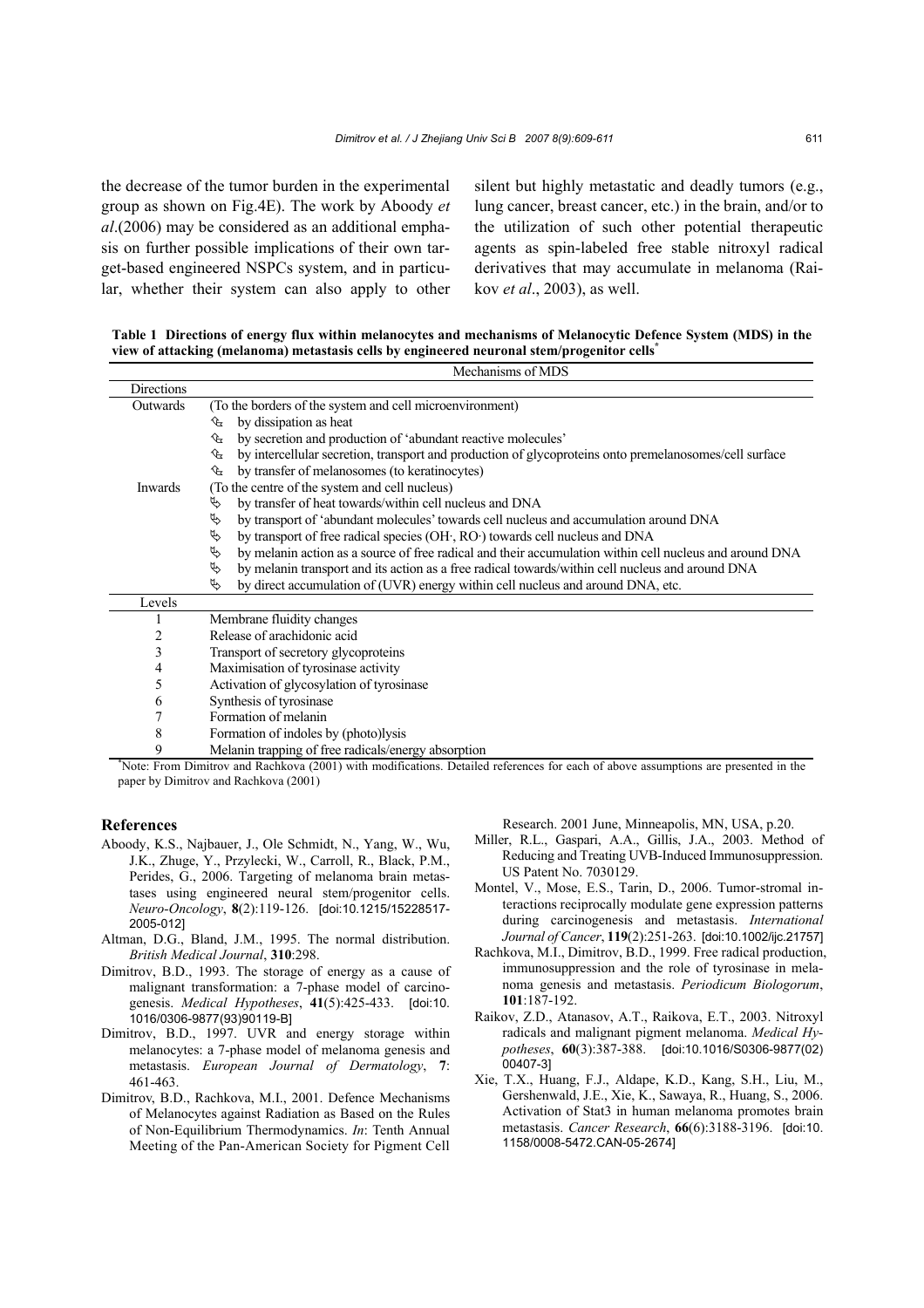the decrease of the tumor burden in the experimental group as shown on Fig.4E). The work by Aboody *et al*.(2006) may be considered as an additional emphasis on further possible implications of their own target-based engineered NSPCs system, and in particular, whether their system can also apply to other silent but highly metastatic and deadly tumors (e.g., lung cancer, breast cancer, etc.) in the brain, and/or to the utilization of such other potential therapeutic agents as spin-labeled free stable nitroxyl radical derivatives that may accumulate in melanoma (Raikov *et al*., 2003), as well.

**Table 1 Directions of energy flux within melanocytes and mechanisms of Melanocytic Defence System (MDS) in the view of attacking (melanoma) metastasis cells by engineered neuronal stem/progenitor cells***

| | Mechanisms of MDS |
|---|---|
| Directions | |
| Outwards | (To the borders of the system and cell microenvironment) |
| | ⇦ by dissipation as heat |
| | ⇦ by secretion and production of 'abundant reactive molecules' |
| | ⇦ by intercellular secretion, transport and production of glycoproteins onto premelanosomes/cell surface |
| | ⇦ by transfer of melanosomes (to keratinocytes) |
| Inwards | (To the centre of the system and cell nucleus) |
| | ⇨ by transfer of heat towards/within cell nucleus and DNA |
| | ⇨ by transport of 'abundant molecules' towards cell nucleus and accumulation around DNA |
| | ⇨ by transport of free radical species (OH·, RO·) towards cell nucleus and DNA |
| | ⇨ by melanin action as a source of free radical and their accumulation within cell nucleus and around DNA |
| | ⇨ by melanin transport and its action as a free radical towards/within cell nucleus and around DNA |
| | ⇨ by direct accumulation of (UVR) energy within cell nucleus and around DNA, etc. |
| Levels | |
| 1 | Membrane fluidity changes |
| 2 | Release of arachidonic acid |
| 3 | Transport of secretory glycoproteins |
| 4 | Maximisation of tyrosinase activity |
| 5 | Activation of glycosylation of tyrosinase |
| 6 | Synthesis of tyrosinase |
| 7 | Formation of melanin |
| 8 | Formation of indoles by (photo)lysis |
| 9 | Melanin trapping of free radicals/energy absorption |

*Note: From Dimitrov and Rachkova (2001) with modifications. Detailed references for each of above assumptions are presented in the paper by Dimitrov and Rachkova (2001)

## References

Aboody, K.S., Najbauer, J., Ole Schmidt, N., Yang, W., Wu, J.K., Zhuge, Y., Przylecki, W., Carroll, R., Black, P.M., Perides, G., 2006. Targeting of melanoma brain metastases using engineered neural stem/progenitor cells. *Neuro-Oncology*, **8**(2):119-126. [doi:10.1215/15228517-2005-012]

Altman, D.G., Bland, J.M., 1995. The normal distribution. *British Medical Journal*, **310**:298.

Dimitrov, B.D., 1993. The storage of energy as a cause of malignant transformation: a 7-phase model of carcinogenesis. *Medical Hypotheses*, **41**(5):425-433. [doi:10.1016/0306-9877(93)90119-B]

Dimitrov, B.D., 1997. UVR and energy storage within melanocytes: a 7-phase model of melanoma genesis and metastasis. *European Journal of Dermatology*, **7**: 461-463.

Dimitrov, B.D., Rachkova, M.I., 2001. Defence Mechanisms of Melanocytes against Radiation as Based on the Rules of Non-Equilibrium Thermodynamics. *In*: Tenth Annual Meeting of the Pan-American Society for Pigment Cell Research. 2001 June, Minneapolis, MN, USA, p.20.

Miller, R.L., Gaspari, A.A., Gillis, J.A., 2003. Method of Reducing and Treating UVB-Induced Immunosuppression. US Patent No. 7030129.

Montel, V., Mose, E.S., Tarin, D., 2006. Tumor-stromal interactions reciprocally modulate gene expression patterns during carcinogenesis and metastasis. *International Journal of Cancer*, **119**(2):251-263. [doi:10.1002/ijc.21757]

Rachkova, M.I., Dimitrov, B.D., 1999. Free radical production, immunosuppression and the role of tyrosinase in melanoma genesis and metastasis. *Periodicum Biologorum*, **101**:187-192.

Raikov, Z.D., Atanasov, A.T., Raikova, E.T., 2003. Nitroxyl radicals and malignant pigment melanoma. *Medical Hypotheses*, **60**(3):387-388. [doi:10.1016/S0306-9877(02)00407-3]

Xie, T.X., Huang, F.J., Aldape, K.D., Kang, S.H., Liu, M., Gershenwald, J.E., Xie, K., Sawaya, R., Huang, S., 2006. Activation of Stat3 in human melanoma promotes brain metastasis. *Cancer Research*, **66**(6):3188-3196. [doi:10.1158/0008-5472.CAN-05-2674]